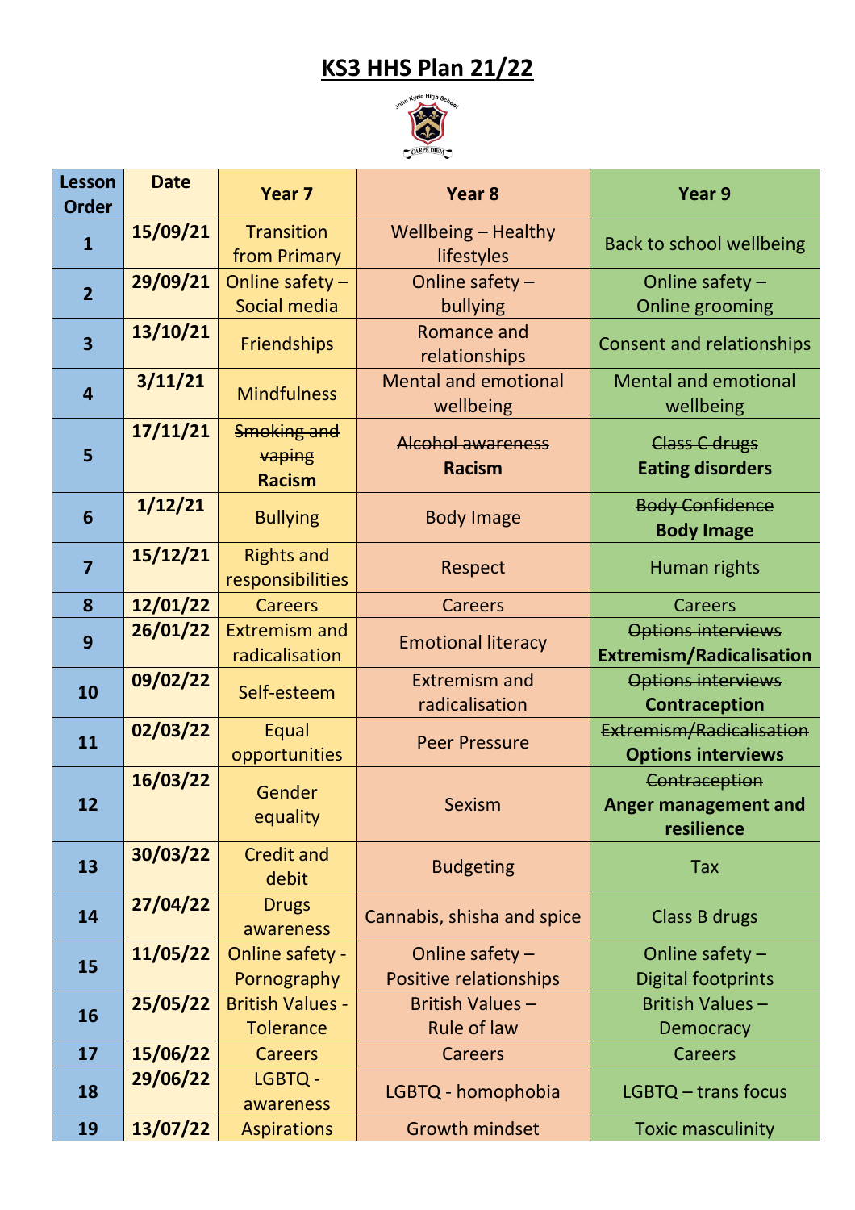# KS3 HHS Plan 21/22

| Lesson Order | Date | Year 7 | Year 8 | Year 9 |
|---|---|---|---|---|
| 1 | 15/09/21 | Transition from Primary | Wellbeing – Healthy lifestyles | Back to school wellbeing |
| 2 | 29/09/21 | Online safety – Social media | Online safety – bullying | Online safety – Online grooming |
| 3 | 13/10/21 | Friendships | Romance and relationships | Consent and relationships |
| 4 | 3/11/21 | Mindfulness | Mental and emotional wellbeing | Mental and emotional wellbeing |
| 5 | 17/11/21 | ~~Smoking and vaping~~ **Racism** | ~~Alcohol awareness~~ **Racism** | ~~Class C drugs~~ **Eating disorders** |
| 6 | 1/12/21 | Bullying | Body Image | ~~Body Confidence~~ **Body Image** |
| 7 | 15/12/21 | Rights and responsibilities | Respect | Human rights |
| 8 | 12/01/22 | Careers | Careers | Careers |
| 9 | 26/01/22 | Extremism and radicalisation | Emotional literacy | ~~Options interviews~~ **Extremism/Radicalisation** |
| 10 | 09/02/22 | Self-esteem | Extremism and radicalisation | ~~Options interviews~~ **Contraception** |
| 11 | 02/03/22 | Equal opportunities | Peer Pressure | ~~Extremism/Radicalisation~~ **Options interviews** |
| 12 | 16/03/22 | Gender equality | Sexism | ~~Contraception~~ **Anger management and resilience** |
| 13 | 30/03/22 | Credit and debit | Budgeting | Tax |
| 14 | 27/04/22 | Drugs awareness | Cannabis, shisha and spice | Class B drugs |
| 15 | 11/05/22 | Online safety - Pornography | Online safety – Positive relationships | Online safety – Digital footprints |
| 16 | 25/05/22 | British Values - Tolerance | British Values – Rule of law | British Values – Democracy |
| 17 | 15/06/22 | Careers | Careers | Careers |
| 18 | 29/06/22 | LGBTQ - awareness | LGBTQ - homophobia | LGBTQ – trans focus |
| 19 | 13/07/22 | Aspirations | Growth mindset | Toxic masculinity |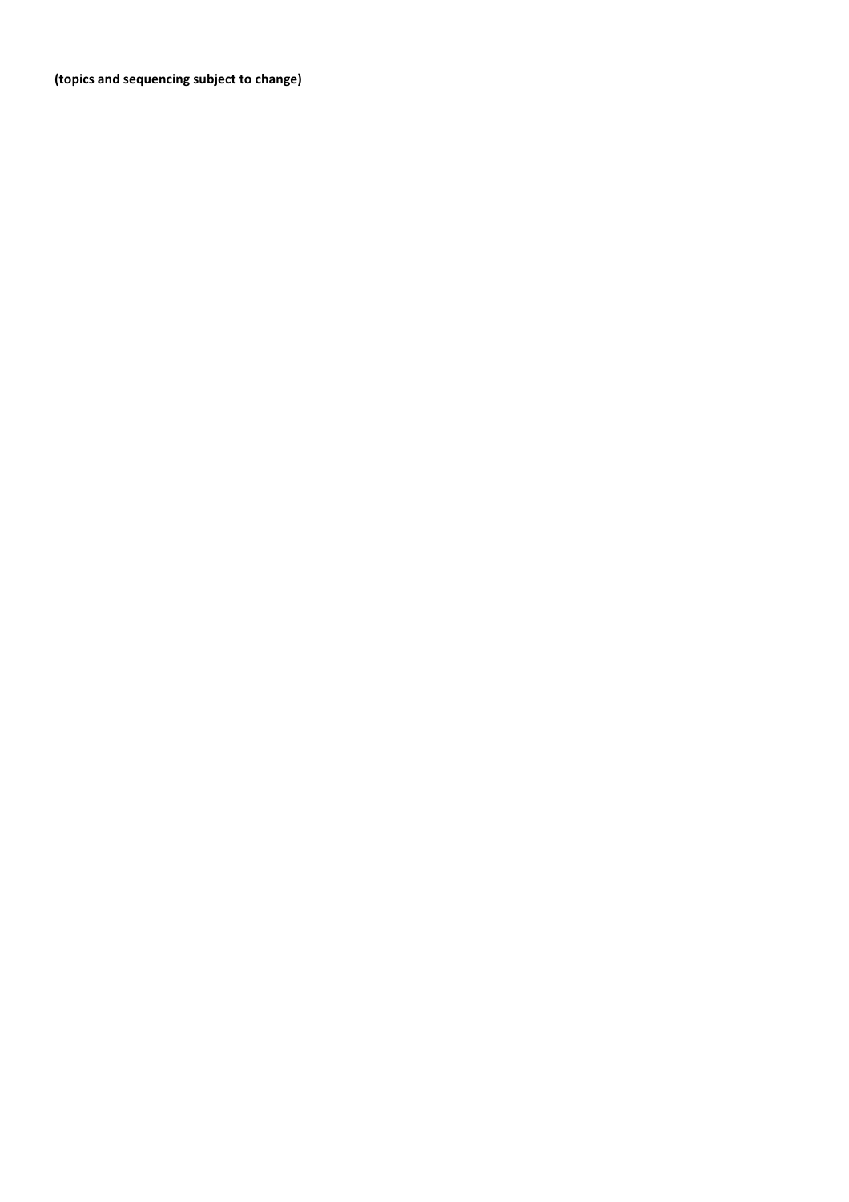**(topics and sequencing subject to change)**